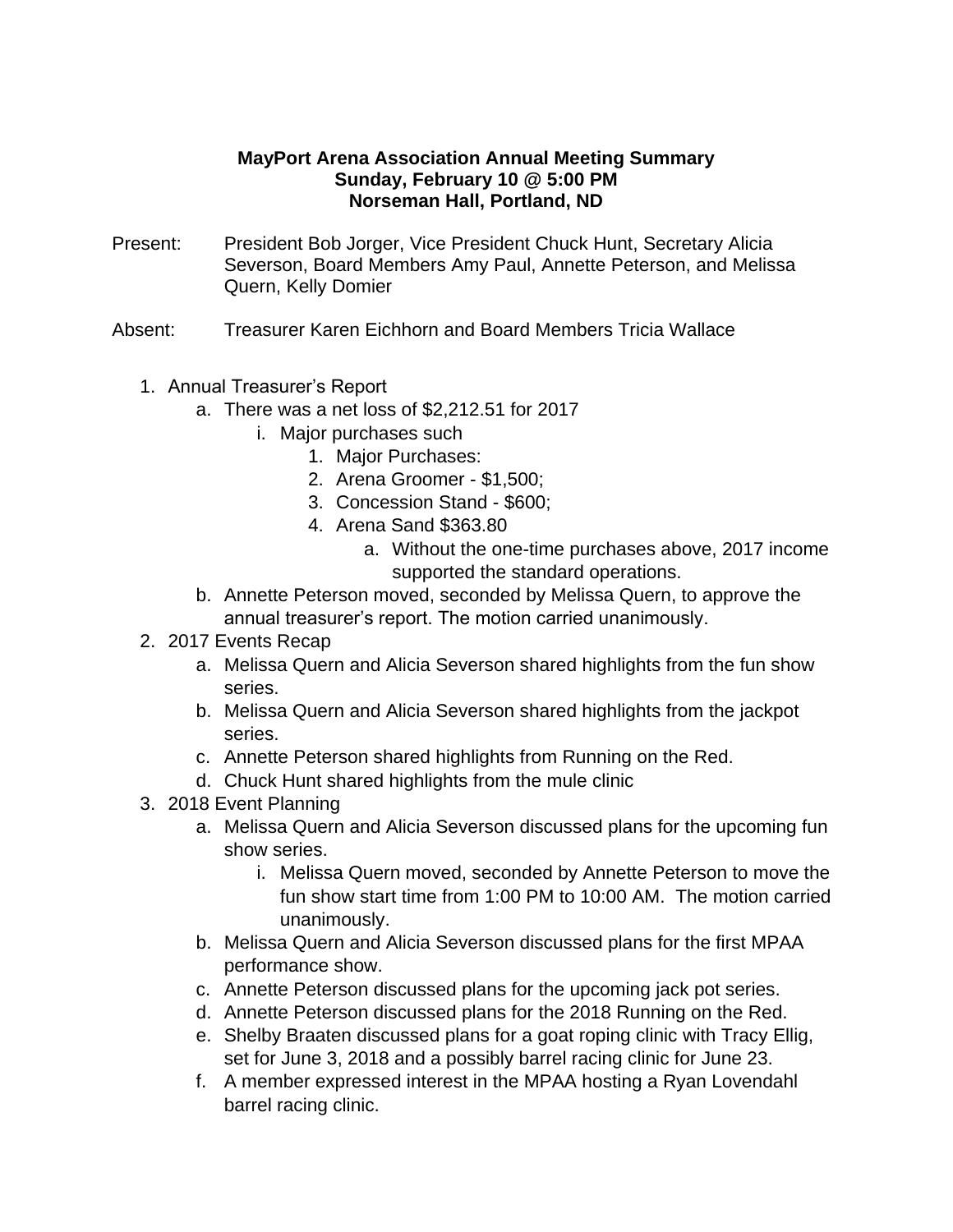**MayPort Arena Association Annual Meeting Summary**
**Sunday, February 10 @ 5:00 PM**
**Norseman Hall, Portland, ND**

Present: President Bob Jorger, Vice President Chuck Hunt, Secretary Alicia Severson, Board Members Amy Paul, Annette Peterson, and Melissa Quern, Kelly Domier

Absent: Treasurer Karen Eichhorn and Board Members Tricia Wallace

1. Annual Treasurer's Report
   a. There was a net loss of $2,212.51 for 2017
      i. Major purchases such
         1. Major Purchases:
         2. Arena Groomer - $1,500;
         3. Concession Stand - $600;
         4. Arena Sand $363.80
            a. Without the one-time purchases above, 2017 income supported the standard operations.
   b. Annette Peterson moved, seconded by Melissa Quern, to approve the annual treasurer's report. The motion carried unanimously.
2. 2017 Events Recap
   a. Melissa Quern and Alicia Severson shared highlights from the fun show series.
   b. Melissa Quern and Alicia Severson shared highlights from the jackpot series.
   c. Annette Peterson shared highlights from Running on the Red.
   d. Chuck Hunt shared highlights from the mule clinic
3. 2018 Event Planning
   a. Melissa Quern and Alicia Severson discussed plans for the upcoming fun show series.
      i. Melissa Quern moved, seconded by Annette Peterson to move the fun show start time from 1:00 PM to 10:00 AM. The motion carried unanimously.
   b. Melissa Quern and Alicia Severson discussed plans for the first MPAA performance show.
   c. Annette Peterson discussed plans for the upcoming jack pot series.
   d. Annette Peterson discussed plans for the 2018 Running on the Red.
   e. Shelby Braaten discussed plans for a goat roping clinic with Tracy Ellig, set for June 3, 2018 and a possibly barrel racing clinic for June 23.
   f. A member expressed interest in the MPAA hosting a Ryan Lovendahl barrel racing clinic.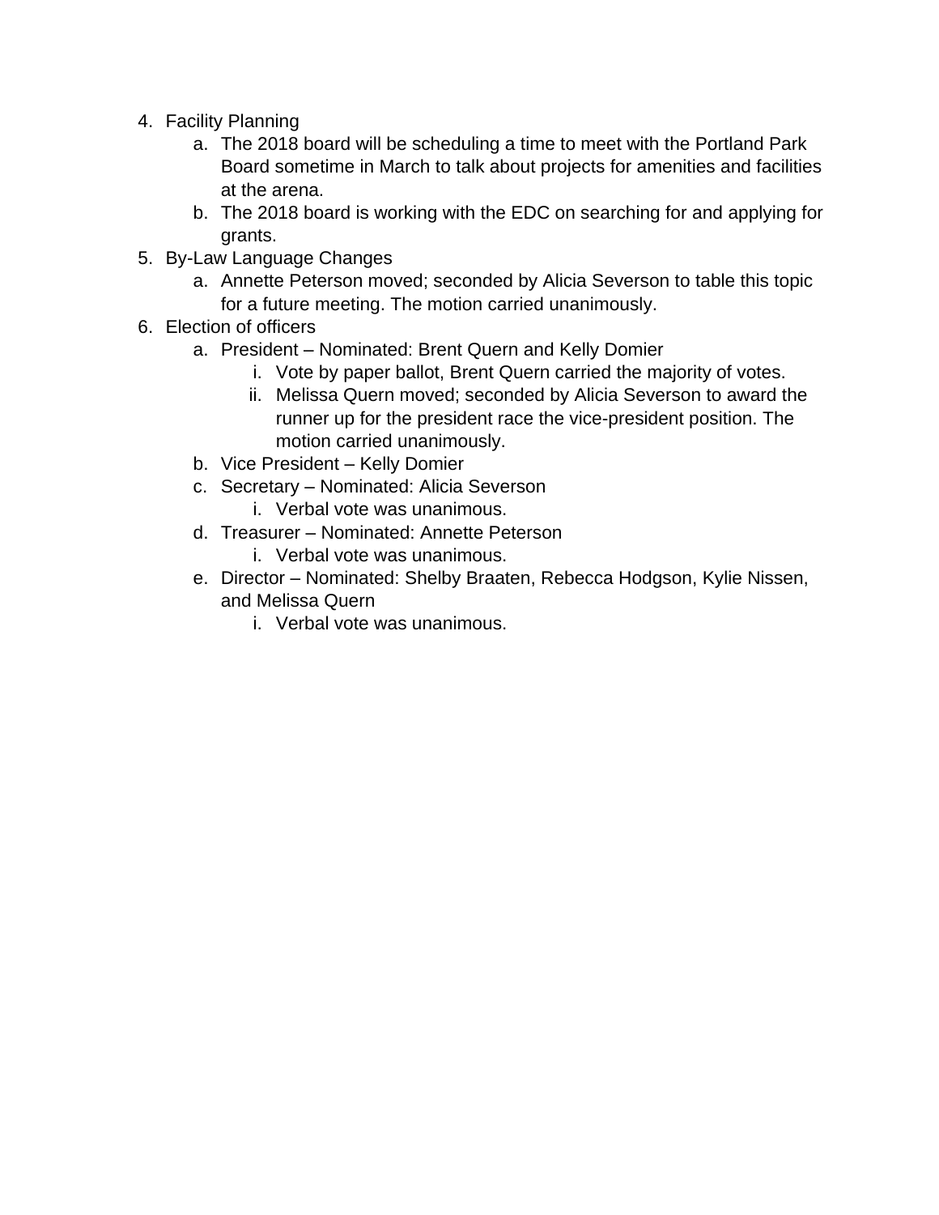4. Facility Planning
    a. The 2018 board will be scheduling a time to meet with the Portland Park Board sometime in March to talk about projects for amenities and facilities at the arena.
    b. The 2018 board is working with the EDC on searching for and applying for grants.
5. By-Law Language Changes
    a. Annette Peterson moved; seconded by Alicia Severson to table this topic for a future meeting. The motion carried unanimously.
6. Election of officers
    a. President – Nominated: Brent Quern and Kelly Domier
        i. Vote by paper ballot, Brent Quern carried the majority of votes.
        ii. Melissa Quern moved; seconded by Alicia Severson to award the runner up for the president race the vice-president position. The motion carried unanimously.
    b. Vice President – Kelly Domier
    c. Secretary – Nominated: Alicia Severson
        i. Verbal vote was unanimous.
    d. Treasurer – Nominated: Annette Peterson
        i. Verbal vote was unanimous.
    e. Director – Nominated: Shelby Braaten, Rebecca Hodgson, Kylie Nissen, and Melissa Quern
        i. Verbal vote was unanimous.